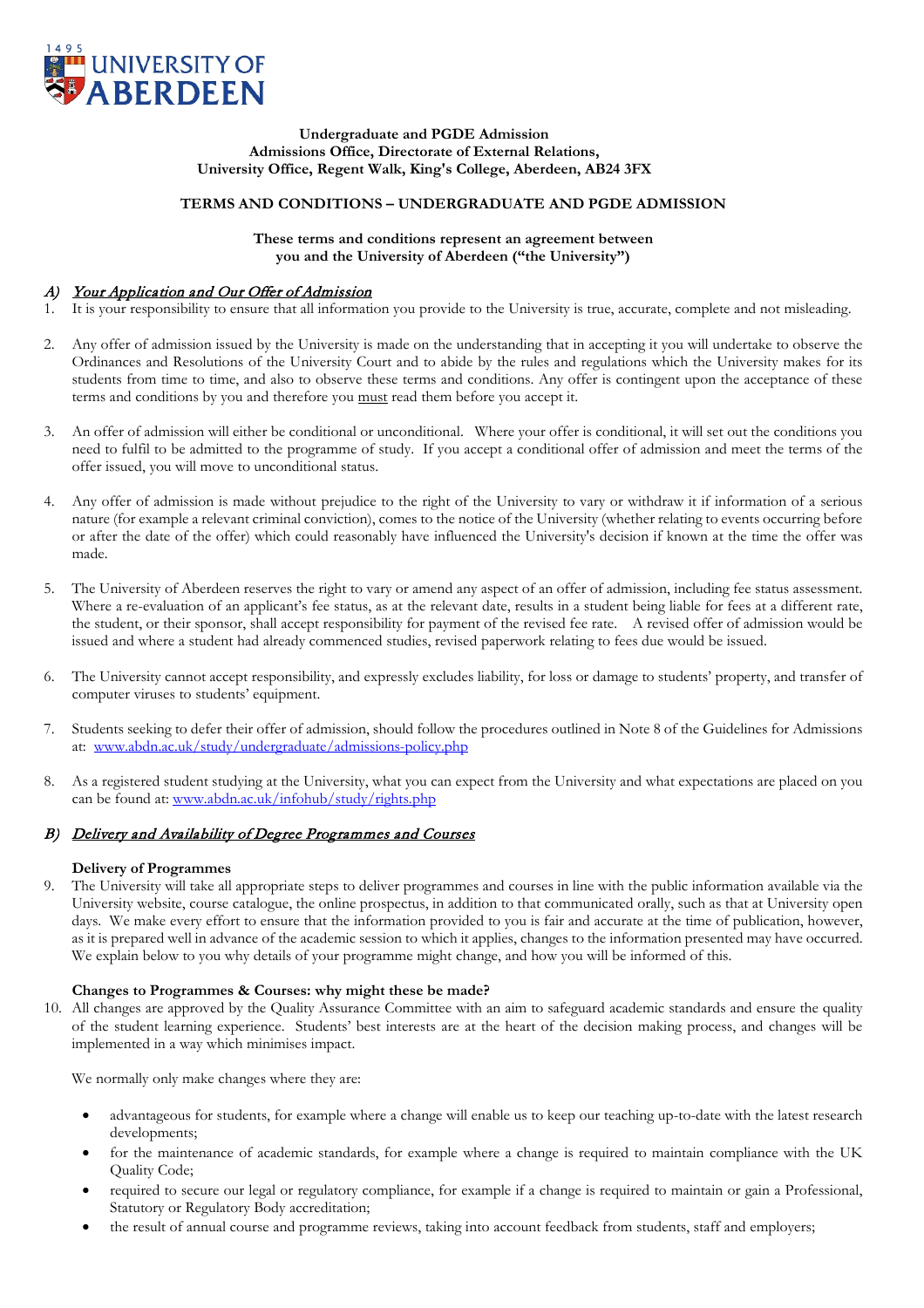**Undergraduate and PGDE Admission**
**Admissions Office, Directorate of External Relations,**
**University Office, Regent Walk, King's College, Aberdeen, AB24 3FX**

## TERMS AND CONDITIONS – UNDERGRADUATE AND PGDE ADMISSION

**These terms and conditions represent an agreement between you and the University of Aberdeen ("the University")**

### A) *Your Application and Our Offer of Admission*

1. It is your responsibility to ensure that all information you provide to the University is true, accurate, complete and not misleading.

2. Any offer of admission issued by the University is made on the understanding that in accepting it you will undertake to observe the Ordinances and Resolutions of the University Court and to abide by the rules and regulations which the University makes for its students from time to time, and also to observe these terms and conditions. Any offer is contingent upon the acceptance of these terms and conditions by you and therefore you must read them before you accept it.

3. An offer of admission will either be conditional or unconditional. Where your offer is conditional, it will set out the conditions you need to fulfil to be admitted to the programme of study. If you accept a conditional offer of admission and meet the terms of the offer issued, you will move to unconditional status.

4. Any offer of admission is made without prejudice to the right of the University to vary or withdraw it if information of a serious nature (for example a relevant criminal conviction), comes to the notice of the University (whether relating to events occurring before or after the date of the offer) which could reasonably have influenced the University's decision if known at the time the offer was made.

5. The University of Aberdeen reserves the right to vary or amend any aspect of an offer of admission, including fee status assessment. Where a re-evaluation of an applicant's fee status, as at the relevant date, results in a student being liable for fees at a different rate, the student, or their sponsor, shall accept responsibility for payment of the revised fee rate. A revised offer of admission would be issued and where a student had already commenced studies, revised paperwork relating to fees due would be issued.

6. The University cannot accept responsibility, and expressly excludes liability, for loss or damage to students' property, and transfer of computer viruses to students' equipment.

7. Students seeking to defer their offer of admission, should follow the procedures outlined in Note 8 of the Guidelines for Admissions at: www.abdn.ac.uk/study/undergraduate/admissions-policy.php

8. As a registered student studying at the University, what you can expect from the University and what expectations are placed on you can be found at: www.abdn.ac.uk/infohub/study/rights.php

### B) *Delivery and Availability of Degree Programmes and Courses*

**Delivery of Programmes**

9. The University will take all appropriate steps to deliver programmes and courses in line with the public information available via the University website, course catalogue, the online prospectus, in addition to that communicated orally, such as that at University open days. We make every effort to ensure that the information provided to you is fair and accurate at the time of publication, however, as it is prepared well in advance of the academic session to which it applies, changes to the information presented may have occurred. We explain below to you why details of your programme might change, and how you will be informed of this.

**Changes to Programmes & Courses: why might these be made?**

10. All changes are approved by the Quality Assurance Committee with an aim to safeguard academic standards and ensure the quality of the student learning experience. Students' best interests are at the heart of the decision making process, and changes will be implemented in a way which minimises impact.

    We normally only make changes where they are:

    - advantageous for students, for example where a change will enable us to keep our teaching up-to-date with the latest research developments;
    - for the maintenance of academic standards, for example where a change is required to maintain compliance with the UK Quality Code;
    - required to secure our legal or regulatory compliance, for example if a change is required to maintain or gain a Professional, Statutory or Regulatory Body accreditation;
    - the result of annual course and programme reviews, taking into account feedback from students, staff and employers;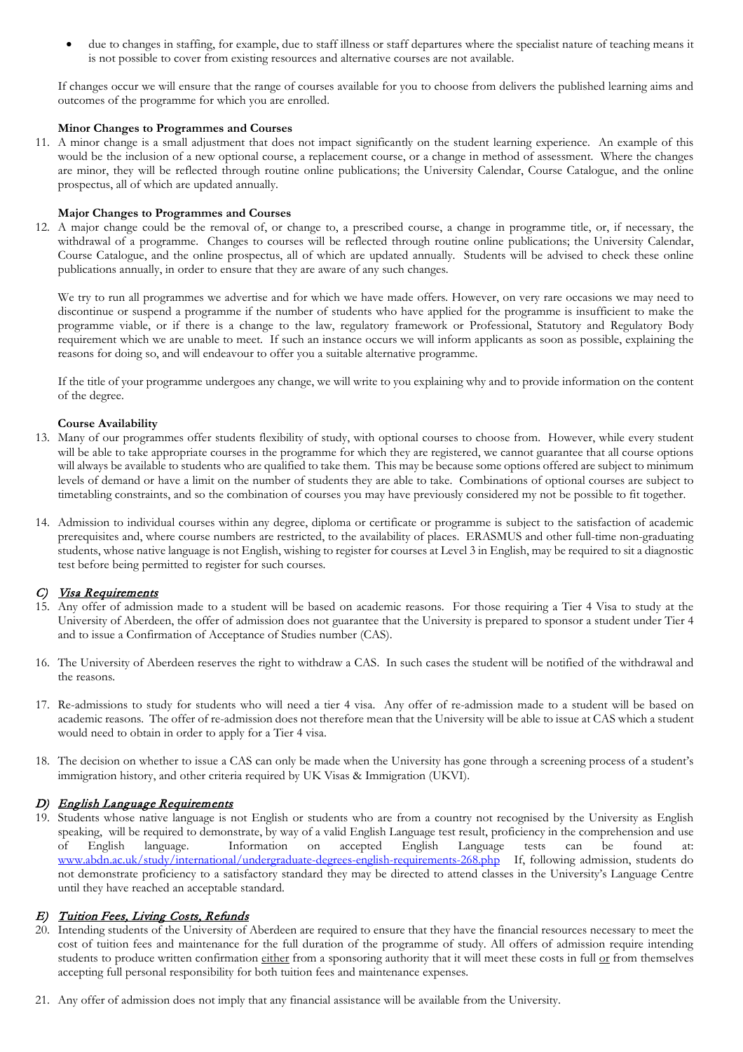- due to changes in staffing, for example, due to staff illness or staff departures where the specialist nature of teaching means it is not possible to cover from existing resources and alternative courses are not available.

If changes occur we will ensure that the range of courses available for you to choose from delivers the published learning aims and outcomes of the programme for which you are enrolled.

**Minor Changes to Programmes and Courses**

11. A minor change is a small adjustment that does not impact significantly on the student learning experience. An example of this would be the inclusion of a new optional course, a replacement course, or a change in method of assessment. Where the changes are minor, they will be reflected through routine online publications; the University Calendar, Course Catalogue, and the online prospectus, all of which are updated annually.

**Major Changes to Programmes and Courses**

12. A major change could be the removal of, or change to, a prescribed course, a change in programme title, or, if necessary, the withdrawal of a programme. Changes to courses will be reflected through routine online publications; the University Calendar, Course Catalogue, and the online prospectus, all of which are updated annually. Students will be advised to check these online publications annually, in order to ensure that they are aware of any such changes.

    We try to run all programmes we advertise and for which we have made offers. However, on very rare occasions we may need to discontinue or suspend a programme if the number of students who have applied for the programme is insufficient to make the programme viable, or if there is a change to the law, regulatory framework or Professional, Statutory and Regulatory Body requirement which we are unable to meet. If such an instance occurs we will inform applicants as soon as possible, explaining the reasons for doing so, and will endeavour to offer you a suitable alternative programme.

    If the title of your programme undergoes any change, we will write to you explaining why and to provide information on the content of the degree.

**Course Availability**

13. Many of our programmes offer students flexibility of study, with optional courses to choose from. However, while every student will be able to take appropriate courses in the programme for which they are registered, we cannot guarantee that all course options will always be available to students who are qualified to take them. This may be because some options offered are subject to minimum levels of demand or have a limit on the number of students they are able to take. Combinations of optional courses are subject to timetabling constraints, and so the combination of courses you may have previously considered my not be possible to fit together.

14. Admission to individual courses within any degree, diploma or certificate or programme is subject to the satisfaction of academic prerequisites and, where course numbers are restricted, to the availability of places. ERASMUS and other full-time non-graduating students, whose native language is not English, wishing to register for courses at Level 3 in English, may be required to sit a diagnostic test before being permitted to register for such courses.

## *C) Visa Requirements*

15. Any offer of admission made to a student will be based on academic reasons. For those requiring a Tier 4 Visa to study at the University of Aberdeen, the offer of admission does not guarantee that the University is prepared to sponsor a student under Tier 4 and to issue a Confirmation of Acceptance of Studies number (CAS).

16. The University of Aberdeen reserves the right to withdraw a CAS. In such cases the student will be notified of the withdrawal and the reasons.

17. Re-admissions to study for students who will need a tier 4 visa. Any offer of re-admission made to a student will be based on academic reasons. The offer of re-admission does not therefore mean that the University will be able to issue at CAS which a student would need to obtain in order to apply for a Tier 4 visa.

18. The decision on whether to issue a CAS can only be made when the University has gone through a screening process of a student's immigration history, and other criteria required by UK Visas & Immigration (UKVI).

## *D) English Language Requirements*

19. Students whose native language is not English or students who are from a country not recognised by the University as English speaking, will be required to demonstrate, by way of a valid English Language test result, proficiency in the comprehension and use of English language. Information on accepted English Language tests can be found at: www.abdn.ac.uk/study/international/undergraduate-degrees-english-requirements-268.php If, following admission, students do not demonstrate proficiency to a satisfactory standard they may be directed to attend classes in the University's Language Centre until they have reached an acceptable standard.

## *E) Tuition Fees, Living Costs, Refunds*

20. Intending students of the University of Aberdeen are required to ensure that they have the financial resources necessary to meet the cost of tuition fees and maintenance for the full duration of the programme of study. All offers of admission require intending students to produce written confirmation either from a sponsoring authority that it will meet these costs in full or from themselves accepting full personal responsibility for both tuition fees and maintenance expenses.

21. Any offer of admission does not imply that any financial assistance will be available from the University.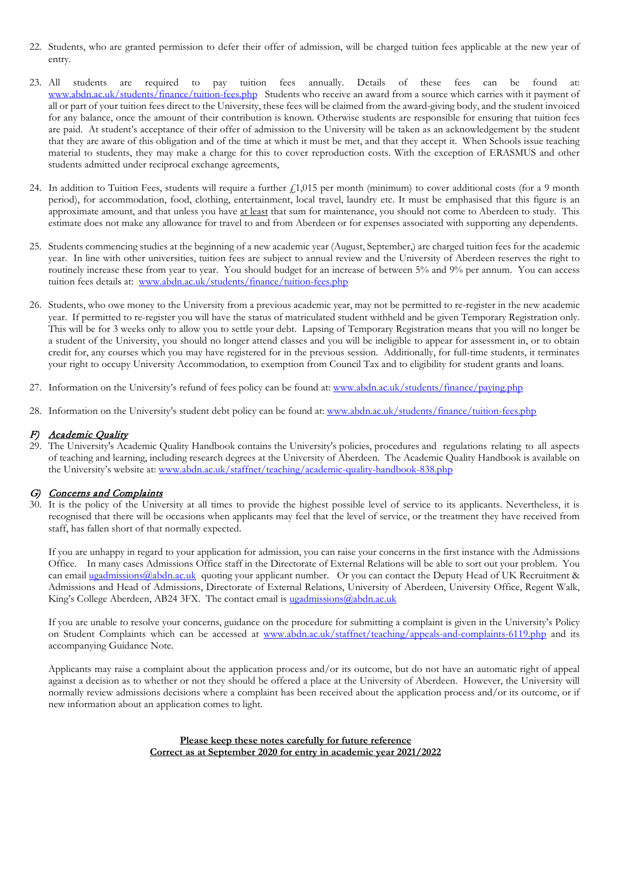22. Students, who are granted permission to defer their offer of admission, will be charged tuition fees applicable at the new year of entry.

23. All students are required to pay tuition fees annually. Details of these fees can be found at: www.abdn.ac.uk/students/finance/tuition-fees.php Students who receive an award from a source which carries with it payment of all or part of your tuition fees direct to the University, these fees will be claimed from the award-giving body, and the student invoiced for any balance, once the amount of their contribution is known. Otherwise students are responsible for ensuring that tuition fees are paid. At student's acceptance of their offer of admission to the University will be taken as an acknowledgement by the student that they are aware of this obligation and of the time at which it must be met, and that they accept it. When Schools issue teaching material to students, they may make a charge for this to cover reproduction costs. With the exception of ERASMUS and other students admitted under reciprocal exchange agreements,

24. In addition to Tuition Fees, students will require a further £1,015 per month (minimum) to cover additional costs (for a 9 month period), for accommodation, food, clothing, entertainment, local travel, laundry etc. It must be emphasised that this figure is an approximate amount, and that unless you have at least that sum for maintenance, you should not come to Aberdeen to study. This estimate does not make any allowance for travel to and from Aberdeen or for expenses associated with supporting any dependents.

25. Students commencing studies at the beginning of a new academic year (August, September,) are charged tuition fees for the academic year. In line with other universities, tuition fees are subject to annual review and the University of Aberdeen reserves the right to routinely increase these from year to year. You should budget for an increase of between 5% and 9% per annum. You can access tuition fees details at: www.abdn.ac.uk/students/finance/tuition-fees.php

26. Students, who owe money to the University from a previous academic year, may not be permitted to re-register in the new academic year. If permitted to re-register you will have the status of matriculated student withheld and be given Temporary Registration only. This will be for 3 weeks only to allow you to settle your debt. Lapsing of Temporary Registration means that you will no longer be a student of the University, you should no longer attend classes and you will be ineligible to appear for assessment in, or to obtain credit for, any courses which you may have registered for in the previous session. Additionally, for full-time students, it terminates your right to occupy University Accommodation, to exemption from Council Tax and to eligibility for student grants and loans.

27. Information on the University's refund of fees policy can be found at: www.abdn.ac.uk/students/finance/paying.php

28. Information on the University's student debt policy can be found at: www.abdn.ac.uk/students/finance/tuition-fees.php

## F) *Academic Quality*

29. The University's Academic Quality Handbook contains the University's policies, procedures and regulations relating to all aspects of teaching and learning, including research degrees at the University of Aberdeen. The Academic Quality Handbook is available on the University's website at: www.abdn.ac.uk/staffnet/teaching/academic-quality-handbook-838.php

## G) *Concerns and Complaints*

30. It is the policy of the University at all times to provide the highest possible level of service to its applicants. Nevertheless, it is recognised that there will be occasions when applicants may feel that the level of service, or the treatment they have received from staff, has fallen short of that normally expected.

    If you are unhappy in regard to your application for admission, you can raise your concerns in the first instance with the Admissions Office. In many cases Admissions Office staff in the Directorate of External Relations will be able to sort out your problem. You can email ugadmissions@abdn.ac.uk quoting your applicant number. Or you can contact the Deputy Head of UK Recruitment & Admissions and Head of Admissions, Directorate of External Relations, University of Aberdeen, University Office, Regent Walk, King's College Aberdeen, AB24 3FX. The contact email is ugadmissions@abdn.ac.uk

    If you are unable to resolve your concerns, guidance on the procedure for submitting a complaint is given in the University's Policy on Student Complaints which can be accessed at www.abdn.ac.uk/staffnet/teaching/appeals-and-complaints-6119.php and its accompanying Guidance Note.

    Applicants may raise a complaint about the application process and/or its outcome, but do not have an automatic right of appeal against a decision as to whether or not they should be offered a place at the University of Aberdeen. However, the University will normally review admissions decisions where a complaint has been received about the application process and/or its outcome, or if new information about an application comes to light.

**Please keep these notes carefully for future reference**
**Correct as at September 2020 for entry in academic year 2021/2022**